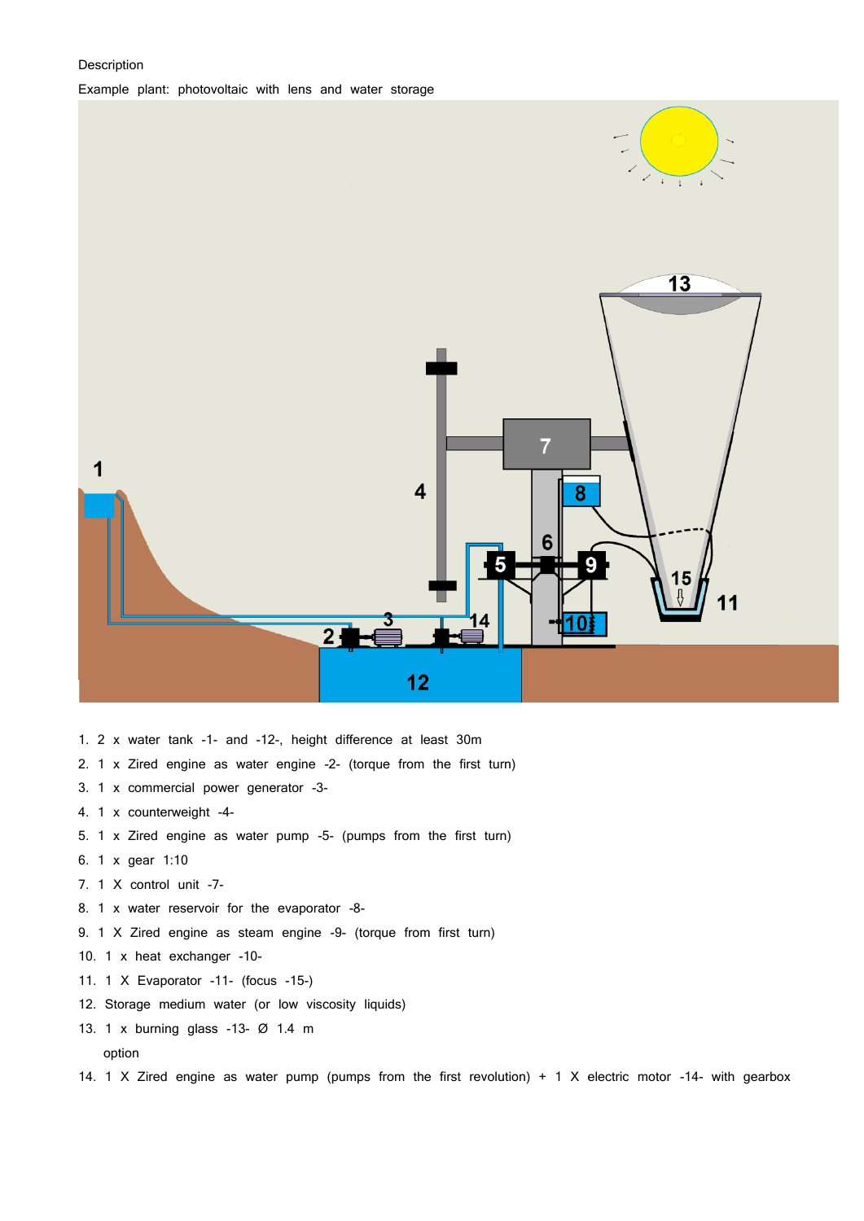Description

Example plant: photovoltaic with lens and water storage

1. 2 x water tank -1- and -12-, height difference at least 30m
2. 1 x Zired engine as water engine -2- (torque from the first turn)
3. 1 x commercial power generator -3-
4. 1 x counterweight -4-
5. 1 x Zired engine as water pump -5- (pumps from the first turn)
6. 1 x gear 1:10
7. 1 X control unit -7-
8. 1 x water reservoir for the evaporator -8-
9. 1 X Zired engine as steam engine -9- (torque from first turn)
10. 1 x heat exchanger -10-
11. 1 X Evaporator -11- (focus -15-)
12. Storage medium water (or low viscosity liquids)
13. 1 x burning glass -13- Ø 1.4 m

    option

14. 1 X Zired engine as water pump (pumps from the first revolution) + 1 X electric motor -14- with gearbox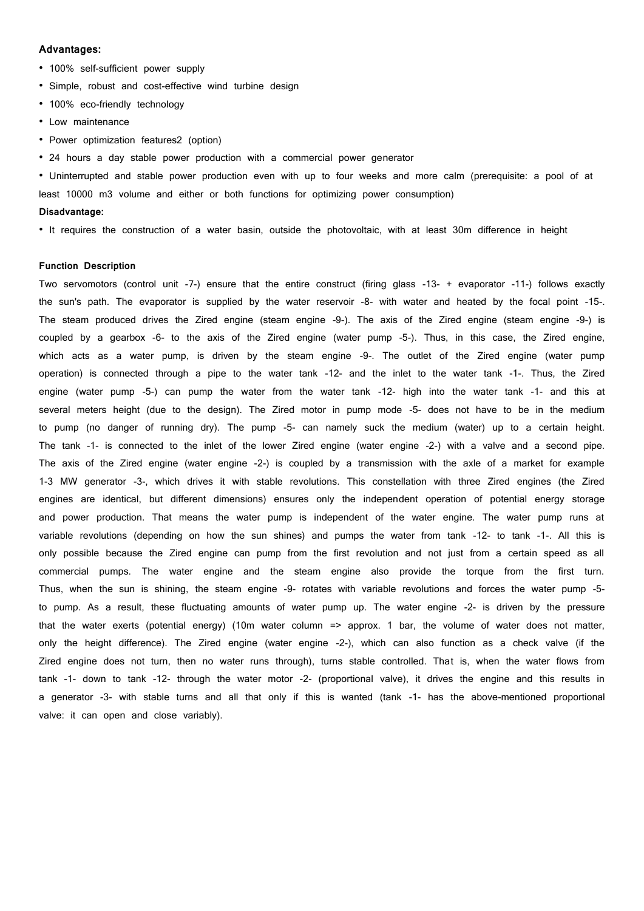**Advantages:**

- 100% self-sufficient power supply
- Simple, robust and cost-effective wind turbine design
- 100% eco-friendly technology
- Low maintenance
- Power optimization features2 (option)
- 24 hours a day stable power production with a commercial power generator
- Uninterrupted and stable power production even with up to four weeks and more calm (prerequisite: a pool of at least 10000 m3 volume and either or both functions for optimizing power consumption)

**Disadvantage:**

- It requires the construction of a water basin, outside the photovoltaic, with at least 30m difference in height

**Function Description**

Two servomotors (control unit -7-) ensure that the entire construct (firing glass -13- + evaporator -11-) follows exactly the sun's path. The evaporator is supplied by the water reservoir -8- with water and heated by the focal point -15-. The steam produced drives the Zired engine (steam engine -9-). The axis of the Zired engine (steam engine -9-) is coupled by a gearbox -6- to the axis of the Zired engine (water pump -5-). Thus, in this case, the Zired engine, which acts as a water pump, is driven by the steam engine -9-. The outlet of the Zired engine (water pump operation) is connected through a pipe to the water tank -12- and the inlet to the water tank -1-. Thus, the Zired engine (water pump -5-) can pump the water from the water tank -12- high into the water tank -1- and this at several meters height (due to the design). The Zired motor in pump mode -5- does not have to be in the medium to pump (no danger of running dry). The pump -5- can namely suck the medium (water) up to a certain height. The tank -1- is connected to the inlet of the lower Zired engine (water engine -2-) with a valve and a second pipe. The axis of the Zired engine (water engine -2-) is coupled by a transmission with the axle of a market for example 1-3 MW generator -3-, which drives it with stable revolutions. This constellation with three Zired engines (the Zired engines are identical, but different dimensions) ensures only the independent operation of potential energy storage and power production. That means the water pump is independent of the water engine. The water pump runs at variable revolutions (depending on how the sun shines) and pumps the water from tank -12- to tank -1-. All this is only possible because the Zired engine can pump from the first revolution and not just from a certain speed as all commercial pumps. The water engine and the steam engine also provide the torque from the first turn. Thus, when the sun is shining, the steam engine -9- rotates with variable revolutions and forces the water pump -5- to pump. As a result, these fluctuating amounts of water pump up. The water engine -2- is driven by the pressure that the water exerts (potential energy) (10m water column => approx. 1 bar, the volume of water does not matter, only the height difference). The Zired engine (water engine -2-), which can also function as a check valve (if the Zired engine does not turn, then no water runs through), turns stable controlled. That is, when the water flows from tank -1- down to tank -12- through the water motor -2- (proportional valve), it drives the engine and this results in a generator -3- with stable turns and all that only if this is wanted (tank -1- has the above-mentioned proportional valve: it can open and close variably).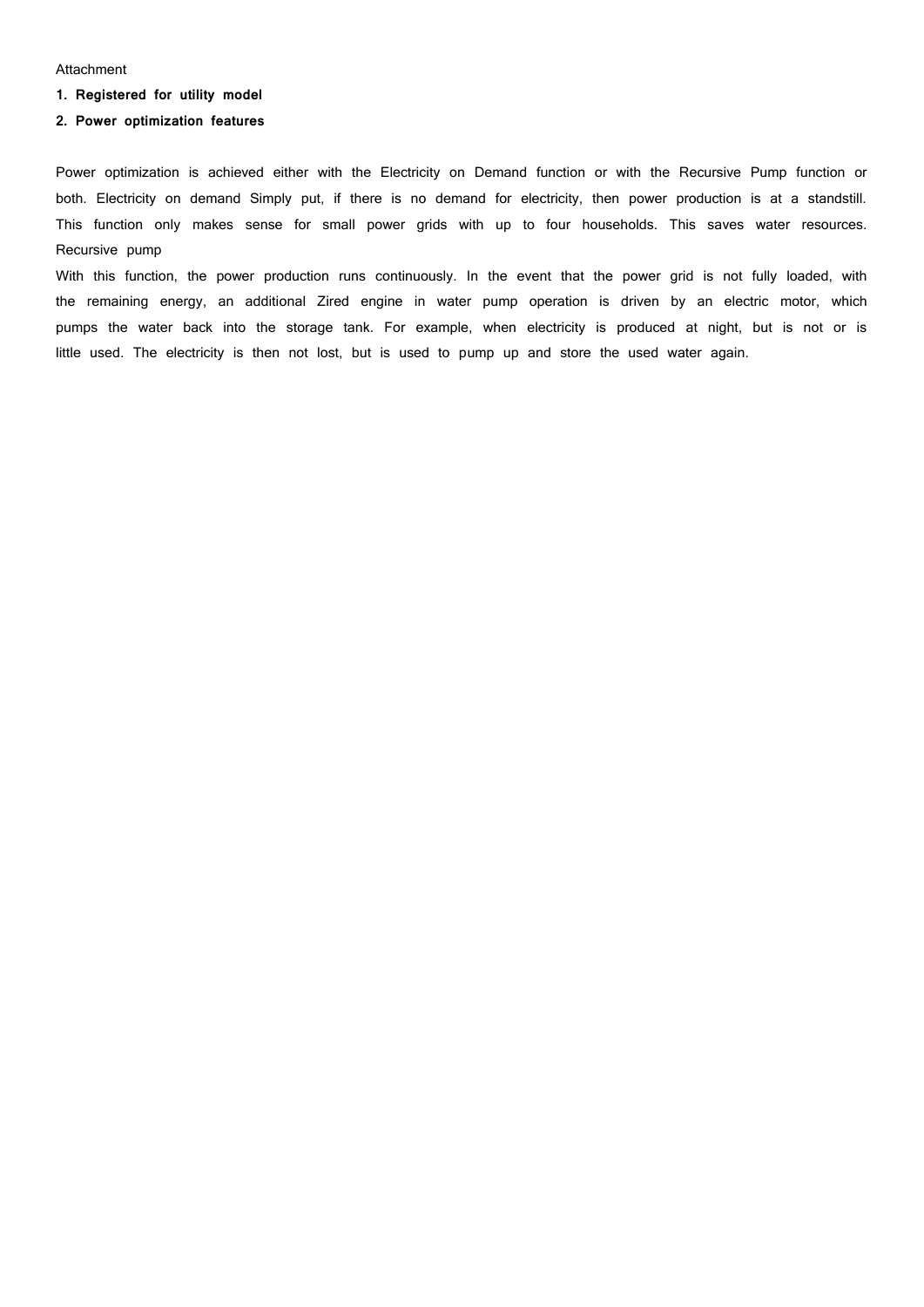Attachment

1. **Registered for utility model**
2. **Power optimization features**

Power optimization is achieved either with the Electricity on Demand function or with the Recursive Pump function or both. Electricity on demand Simply put, if there is no demand for electricity, then power production is at a standstill. This function only makes sense for small power grids with up to four households. This saves water resources. Recursive pump

With this function, the power production runs continuously. In the event that the power grid is not fully loaded, with the remaining energy, an additional Zired engine in water pump operation is driven by an electric motor, which pumps the water back into the storage tank. For example, when electricity is produced at night, but is not or is little used. The electricity is then not lost, but is used to pump up and store the used water again.